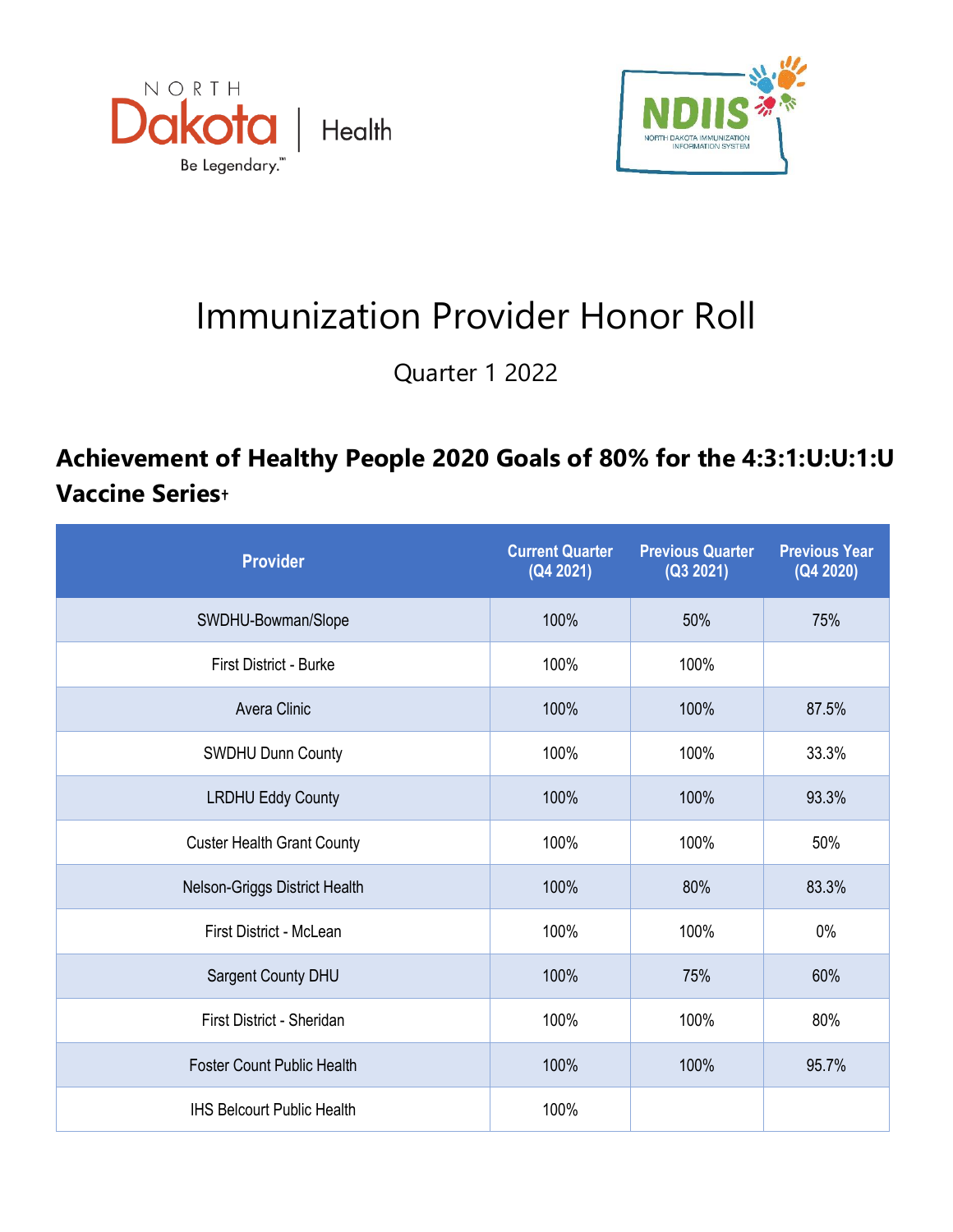# Immunization Provider Honor Roll

Quarter 1 2022

## Achievement of Healthy People 2020 Goals of 80% for the 4:3:1:U:U:1:U Vaccine Series†

| Provider | Current Quarter (Q4 2021) | Previous Quarter (Q3 2021) | Previous Year (Q4 2020) |
|---|---|---|---|
| SWDHU-Bowman/Slope | 100% | 50% | 75% |
| First District - Burke | 100% | 100% | |
| Avera Clinic | 100% | 100% | 87.5% |
| SWDHU Dunn County | 100% | 100% | 33.3% |
| LRDHU Eddy County | 100% | 100% | 93.3% |
| Custer Health Grant County | 100% | 100% | 50% |
| Nelson-Griggs District Health | 100% | 80% | 83.3% |
| First District - McLean | 100% | 100% | 0% |
| Sargent County DHU | 100% | 75% | 60% |
| First District - Sheridan | 100% | 100% | 80% |
| Foster Count Public Health | 100% | 100% | 95.7% |
| IHS Belcourt Public Health | 100% | | |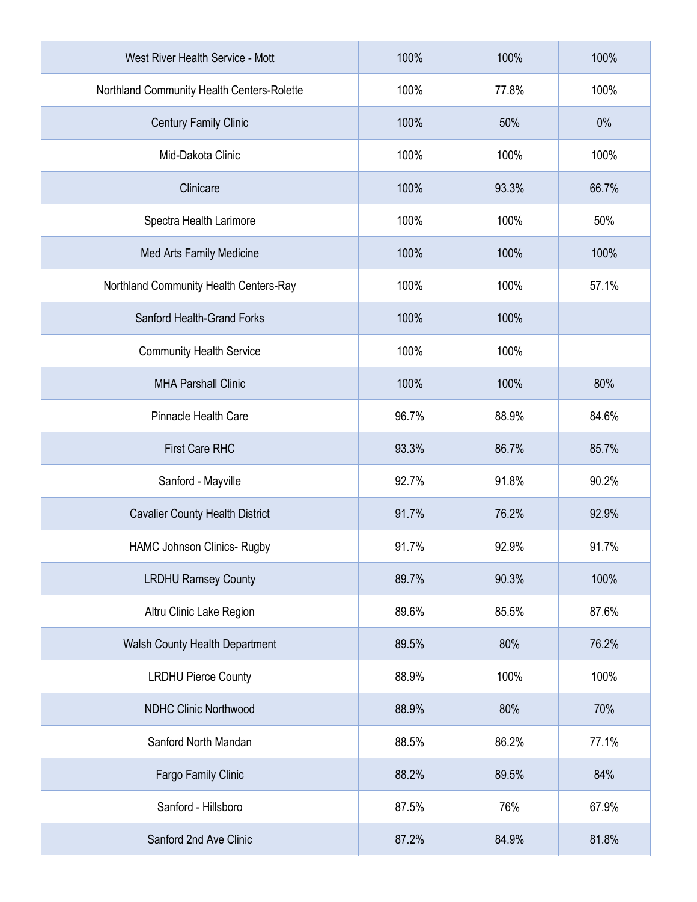| | | | |
|---|---|---|---|
| West River Health Service - Mott | 100% | 100% | 100% |
| Northland Community Health Centers-Rolette | 100% | 77.8% | 100% |
| Century Family Clinic | 100% | 50% | 0% |
| Mid-Dakota Clinic | 100% | 100% | 100% |
| Clinicare | 100% | 93.3% | 66.7% |
| Spectra Health Larimore | 100% | 100% | 50% |
| Med Arts Family Medicine | 100% | 100% | 100% |
| Northland Community Health Centers-Ray | 100% | 100% | 57.1% |
| Sanford Health-Grand Forks | 100% | 100% | |
| Community Health Service | 100% | 100% | |
| MHA Parshall Clinic | 100% | 100% | 80% |
| Pinnacle Health Care | 96.7% | 88.9% | 84.6% |
| First Care RHC | 93.3% | 86.7% | 85.7% |
| Sanford - Mayville | 92.7% | 91.8% | 90.2% |
| Cavalier County Health District | 91.7% | 76.2% | 92.9% |
| HAMC Johnson Clinics- Rugby | 91.7% | 92.9% | 91.7% |
| LRDHU Ramsey County | 89.7% | 90.3% | 100% |
| Altru Clinic Lake Region | 89.6% | 85.5% | 87.6% |
| Walsh County Health Department | 89.5% | 80% | 76.2% |
| LRDHU Pierce County | 88.9% | 100% | 100% |
| NDHC Clinic Northwood | 88.9% | 80% | 70% |
| Sanford North Mandan | 88.5% | 86.2% | 77.1% |
| Fargo Family Clinic | 88.2% | 89.5% | 84% |
| Sanford - Hillsboro | 87.5% | 76% | 67.9% |
| Sanford 2nd Ave Clinic | 87.2% | 84.9% | 81.8% |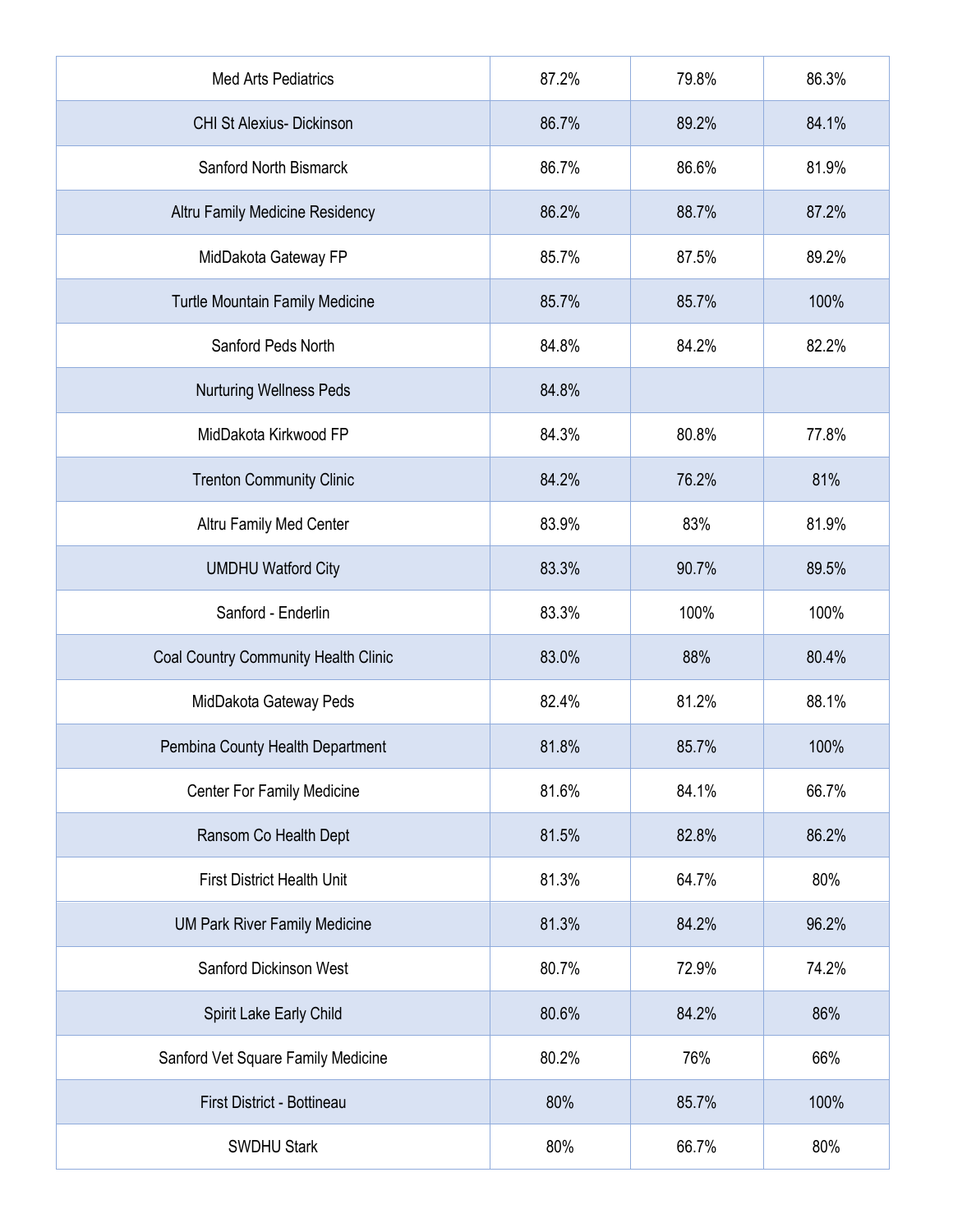| | | | |
|---|---|---|---|
| Med Arts Pediatrics | 87.2% | 79.8% | 86.3% |
| CHI St Alexius- Dickinson | 86.7% | 89.2% | 84.1% |
| Sanford North Bismarck | 86.7% | 86.6% | 81.9% |
| Altru Family Medicine Residency | 86.2% | 88.7% | 87.2% |
| MidDakota Gateway FP | 85.7% | 87.5% | 89.2% |
| Turtle Mountain Family Medicine | 85.7% | 85.7% | 100% |
| Sanford Peds North | 84.8% | 84.2% | 82.2% |
| Nurturing Wellness Peds | 84.8% | | |
| MidDakota Kirkwood FP | 84.3% | 80.8% | 77.8% |
| Trenton Community Clinic | 84.2% | 76.2% | 81% |
| Altru Family Med Center | 83.9% | 83% | 81.9% |
| UMDHU Watford City | 83.3% | 90.7% | 89.5% |
| Sanford - Enderlin | 83.3% | 100% | 100% |
| Coal Country Community Health Clinic | 83.0% | 88% | 80.4% |
| MidDakota Gateway Peds | 82.4% | 81.2% | 88.1% |
| Pembina County Health Department | 81.8% | 85.7% | 100% |
| Center For Family Medicine | 81.6% | 84.1% | 66.7% |
| Ransom Co Health Dept | 81.5% | 82.8% | 86.2% |
| First District Health Unit | 81.3% | 64.7% | 80% |
| UM Park River Family Medicine | 81.3% | 84.2% | 96.2% |
| Sanford Dickinson West | 80.7% | 72.9% | 74.2% |
| Spirit Lake Early Child | 80.6% | 84.2% | 86% |
| Sanford Vet Square Family Medicine | 80.2% | 76% | 66% |
| First District - Bottineau | 80% | 85.7% | 100% |
| SWDHU Stark | 80% | 66.7% | 80% |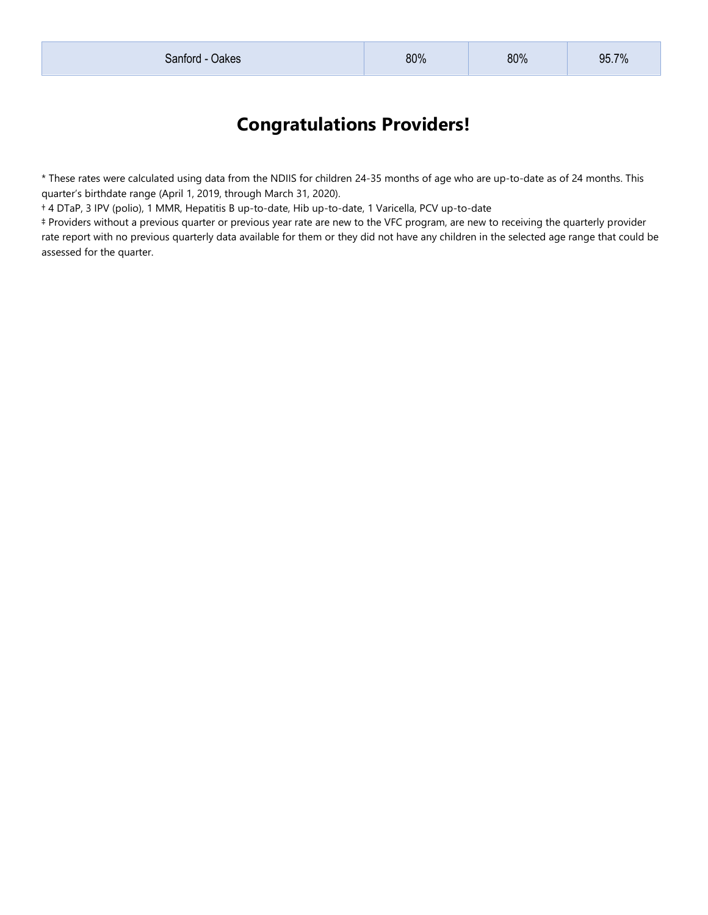| | | | |
|---|---|---|---|
| Sanford - Oakes | 80% | 80% | 95.7% |

## Congratulations Providers!

* These rates were calculated using data from the NDIIS for children 24-35 months of age who are up-to-date as of 24 months. This quarter's birthdate range (April 1, 2019, through March 31, 2020).

† 4 DTaP, 3 IPV (polio), 1 MMR, Hepatitis B up-to-date, Hib up-to-date, 1 Varicella, PCV up-to-date

‡ Providers without a previous quarter or previous year rate are new to the VFC program, are new to receiving the quarterly provider rate report with no previous quarterly data available for them or they did not have any children in the selected age range that could be assessed for the quarter.